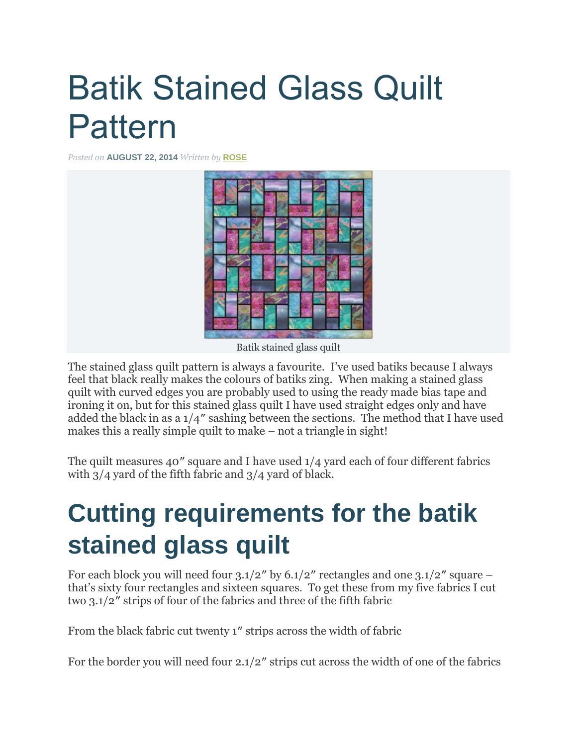# Batik Stained Glass Quilt Pattern

*Posted on* **AUGUST 22, 2014** *Written by* **ROSE**

Batik stained glass quilt

The stained glass quilt pattern is always a favourite. I've used batiks because I always feel that black really makes the colours of batiks zing. When making a stained glass quilt with curved edges you are probably used to using the ready made bias tape and ironing it on, but for this stained glass quilt I have used straight edges only and have added the black in as a 1/4″ sashing between the sections. The method that I have used makes this a really simple quilt to make – not a triangle in sight!

The quilt measures 40″ square and I have used 1/4 yard each of four different fabrics with 3/4 yard of the fifth fabric and 3/4 yard of black.

## Cutting requirements for the batik stained glass quilt

For each block you will need four 3.1/2″ by 6.1/2″ rectangles and one 3.1/2″ square – that's sixty four rectangles and sixteen squares. To get these from my five fabrics I cut two 3.1/2″ strips of four of the fabrics and three of the fifth fabric

From the black fabric cut twenty 1″ strips across the width of fabric

For the border you will need four 2.1/2″ strips cut across the width of one of the fabrics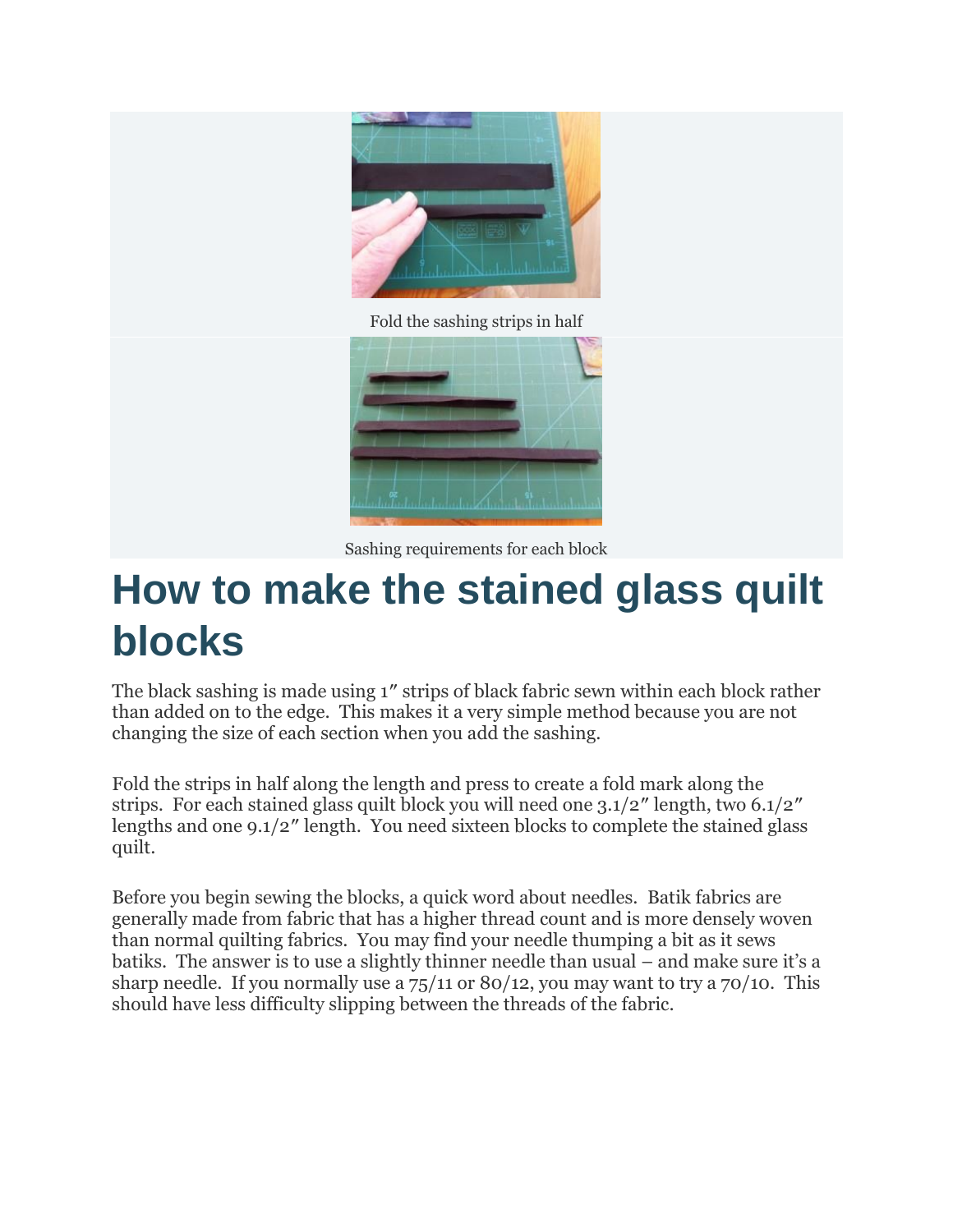Fold the sashing strips in half

Sashing requirements for each block

# How to make the stained glass quilt blocks

The black sashing is made using 1″ strips of black fabric sewn within each block rather than added on to the edge. This makes it a very simple method because you are not changing the size of each section when you add the sashing.

Fold the strips in half along the length and press to create a fold mark along the strips. For each stained glass quilt block you will need one 3.1/2″ length, two 6.1/2″ lengths and one 9.1/2″ length. You need sixteen blocks to complete the stained glass quilt.

Before you begin sewing the blocks, a quick word about needles. Batik fabrics are generally made from fabric that has a higher thread count and is more densely woven than normal quilting fabrics. You may find your needle thumping a bit as it sews batiks. The answer is to use a slightly thinner needle than usual – and make sure it's a sharp needle. If you normally use a 75/11 or 80/12, you may want to try a 70/10. This should have less difficulty slipping between the threads of the fabric.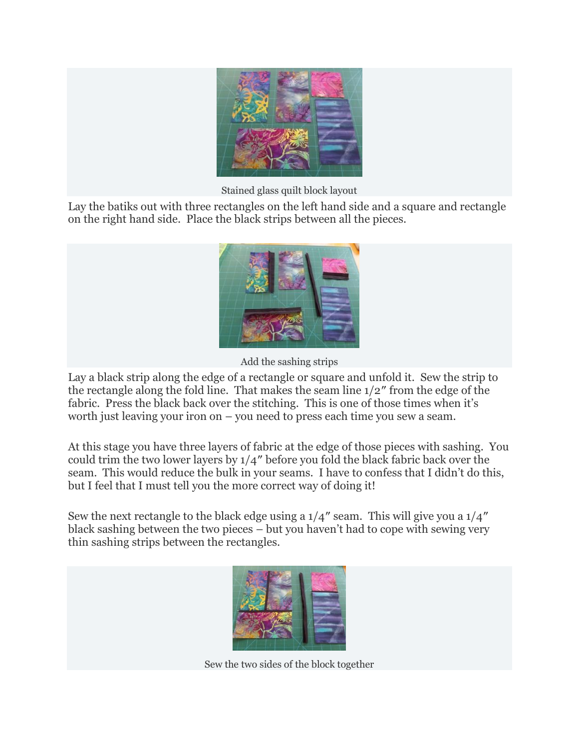Stained glass quilt block layout

Lay the batiks out with three rectangles on the left hand side and a square and rectangle on the right hand side.  Place the black strips between all the pieces.

Add the sashing strips

Lay a black strip along the edge of a rectangle or square and unfold it.  Sew the strip to the rectangle along the fold line.  That makes the seam line 1/2″ from the edge of the fabric.  Press the black back over the stitching.  This is one of those times when it's worth just leaving your iron on – you need to press each time you sew a seam.

At this stage you have three layers of fabric at the edge of those pieces with sashing.  You could trim the two lower layers by 1/4″ before you fold the black fabric back over the seam.  This would reduce the bulk in your seams.  I have to confess that I didn't do this, but I feel that I must tell you the more correct way of doing it!

Sew the next rectangle to the black edge using a 1/4″ seam.  This will give you a 1/4″ black sashing between the two pieces – but you haven't had to cope with sewing very thin sashing strips between the rectangles.

Sew the two sides of the block together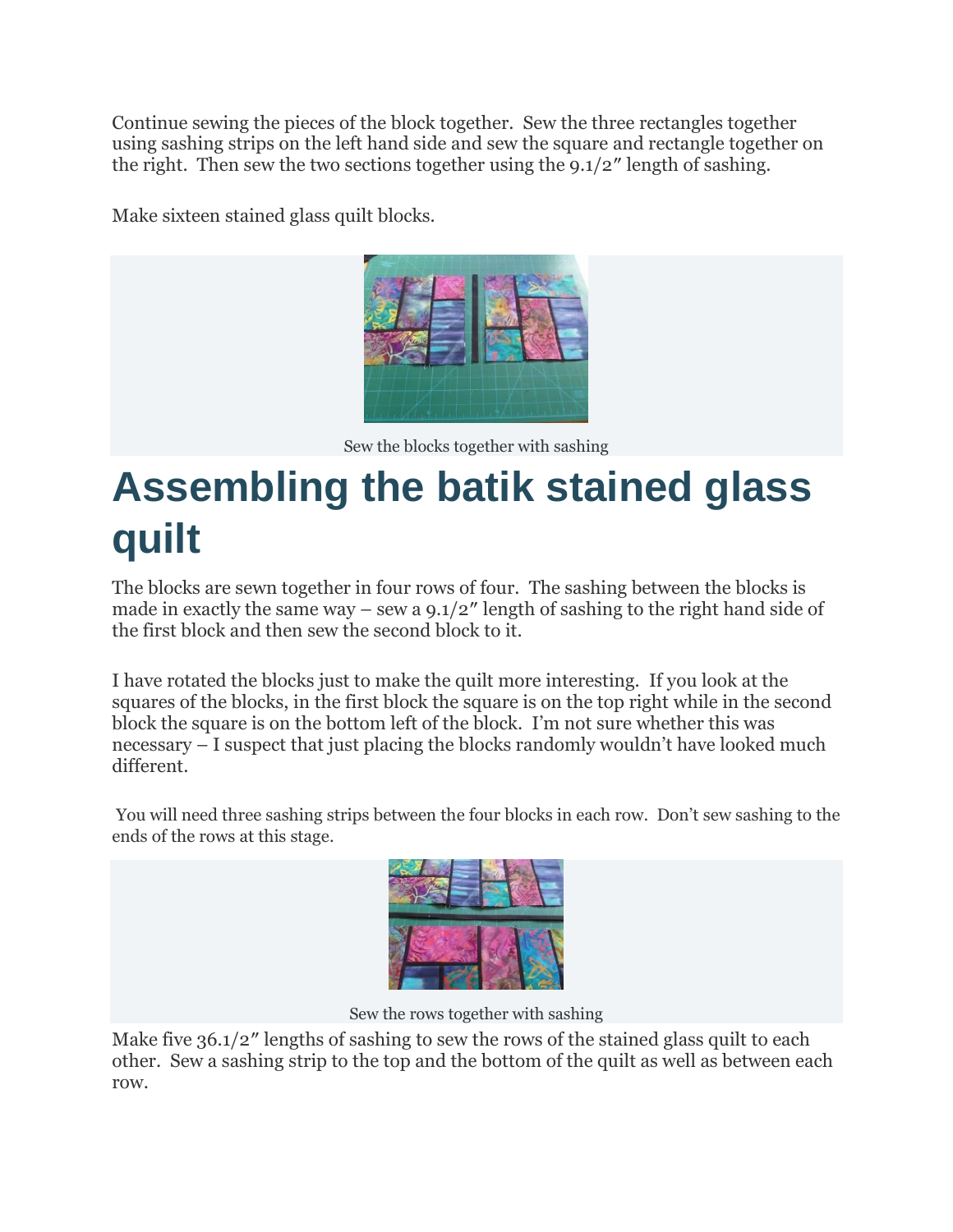Continue sewing the pieces of the block together. Sew the three rectangles together using sashing strips on the left hand side and sew the square and rectangle together on the right. Then sew the two sections together using the 9.1/2″ length of sashing.

Make sixteen stained glass quilt blocks.

Sew the blocks together with sashing

# Assembling the batik stained glass quilt

The blocks are sewn together in four rows of four. The sashing between the blocks is made in exactly the same way – sew a 9.1/2″ length of sashing to the right hand side of the first block and then sew the second block to it.

I have rotated the blocks just to make the quilt more interesting. If you look at the squares of the blocks, in the first block the square is on the top right while in the second block the square is on the bottom left of the block. I'm not sure whether this was necessary – I suspect that just placing the blocks randomly wouldn't have looked much different.

You will need three sashing strips between the four blocks in each row. Don't sew sashing to the ends of the rows at this stage.

Sew the rows together with sashing

Make five 36.1/2″ lengths of sashing to sew the rows of the stained glass quilt to each other. Sew a sashing strip to the top and the bottom of the quilt as well as between each row.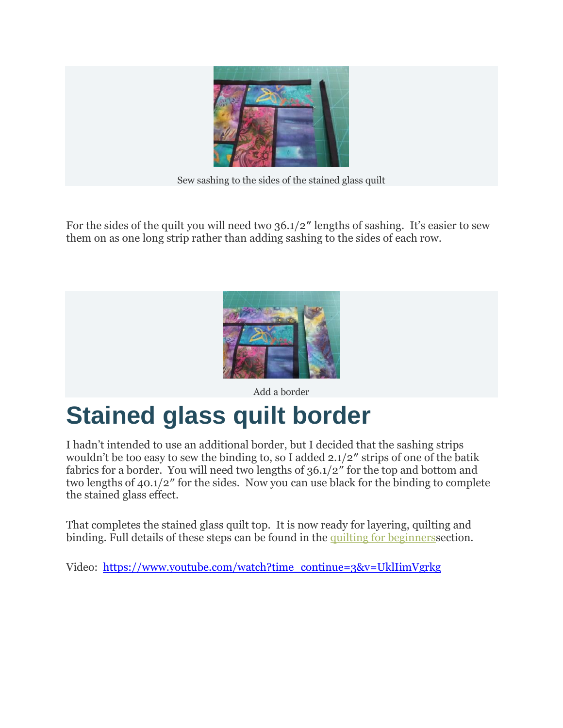Sew sashing to the sides of the stained glass quilt

For the sides of the quilt you will need two 36.1/2″ lengths of sashing.  It's easier to sew them on as one long strip rather than adding sashing to the sides of each row.

Add a border

# Stained glass quilt border

I hadn't intended to use an additional border, but I decided that the sashing strips wouldn't be too easy to sew the binding to, so I added 2.1/2″ strips of one of the batik fabrics for a border.  You will need two lengths of 36.1/2″ for the top and bottom and two lengths of 40.1/2″ for the sides.  Now you can use black for the binding to complete the stained glass effect.

That completes the stained glass quilt top.  It is now ready for layering, quilting and binding. Full details of these steps can be found in the quilting for beginnerssection.

Video:  https://www.youtube.com/watch?time_continue=3&v=UklIimVgrkg